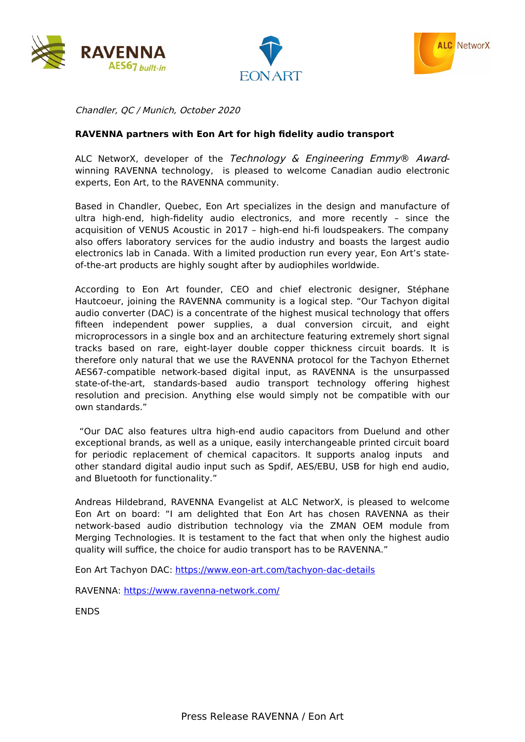*Chandler, QC / Munich, October 2020*

**RAVENNA partners with Eon Art for high fidelity audio transport**

ALC NetworX, developer of the *Technology & Engineering Emmy® Award*-winning RAVENNA technology, is pleased to welcome Canadian audio electronic experts, Eon Art, to the RAVENNA community.

Based in Chandler, Quebec, Eon Art specializes in the design and manufacture of ultra high-end, high-fidelity audio electronics, and more recently – since the acquisition of VENUS Acoustic in 2017 – high-end hi-fi loudspeakers. The company also offers laboratory services for the audio industry and boasts the largest audio electronics lab in Canada. With a limited production run every year, Eon Art's state-of-the-art products are highly sought after by audiophiles worldwide.

According to Eon Art founder, CEO and chief electronic designer, Stéphane Hautcoeur, joining the RAVENNA community is a logical step. "Our Tachyon digital audio converter (DAC) is a concentrate of the highest musical technology that offers fifteen independent power supplies, a dual conversion circuit, and eight microprocessors in a single box and an architecture featuring extremely short signal tracks based on rare, eight-layer double copper thickness circuit boards. It is therefore only natural that we use the RAVENNA protocol for the Tachyon Ethernet AES67-compatible network-based digital input, as RAVENNA is the unsurpassed state-of-the-art, standards-based audio transport technology offering highest resolution and precision. Anything else would simply not be compatible with our own standards."

"Our DAC also features ultra high-end audio capacitors from Duelund and other exceptional brands, as well as a unique, easily interchangeable printed circuit board for periodic replacement of chemical capacitors. It supports analog inputs and other standard digital audio input such as Spdif, AES/EBU, USB for high end audio, and Bluetooth for functionality."

Andreas Hildebrand, RAVENNA Evangelist at ALC NetworX, is pleased to welcome Eon Art on board: "I am delighted that Eon Art has chosen RAVENNA as their network-based audio distribution technology via the ZMAN OEM module from Merging Technologies. It is testament to the fact that when only the highest audio quality will suffice, the choice for audio transport has to be RAVENNA."

Eon Art Tachyon DAC: https://www.eon-art.com/tachyon-dac-details

RAVENNA: https://www.ravenna-network.com/

ENDS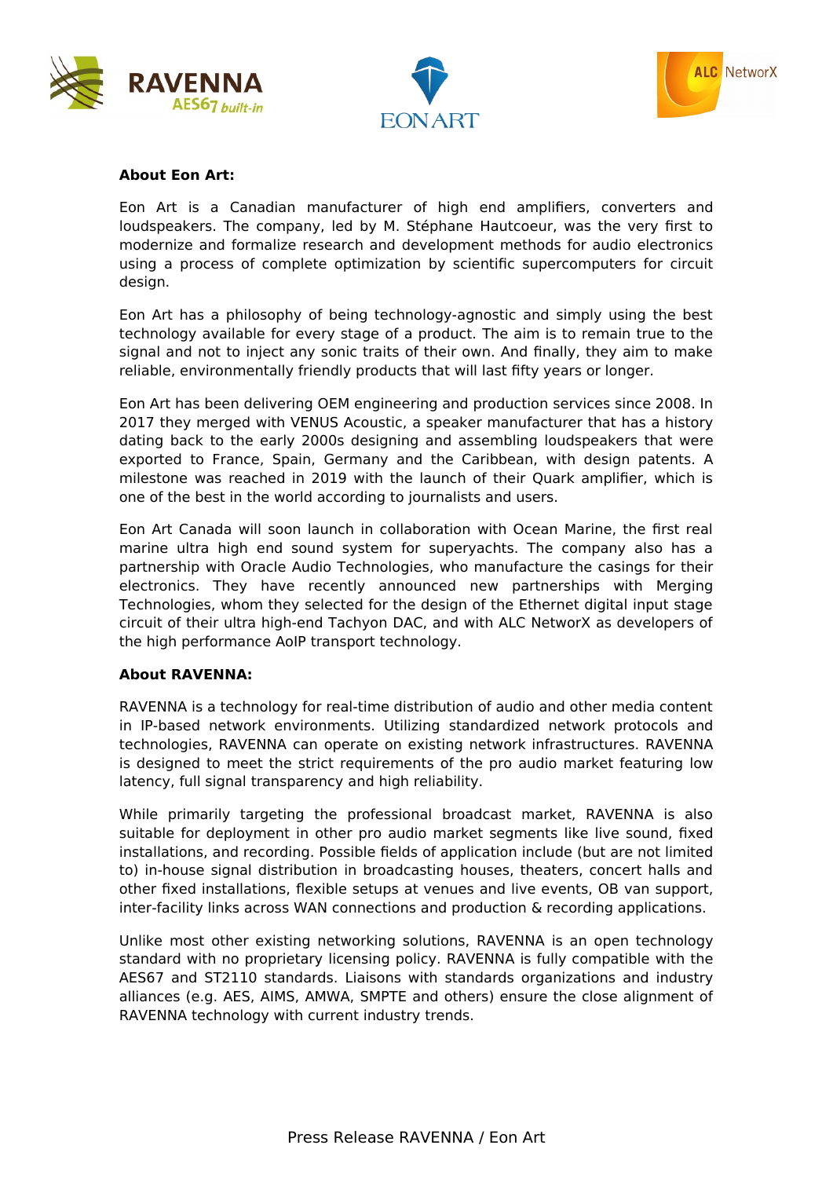**About Eon Art:**

Eon Art is a Canadian manufacturer of high end amplifiers, converters and loudspeakers. The company, led by M. Stéphane Hautcoeur, was the very first to modernize and formalize research and development methods for audio electronics using a process of complete optimization by scientific supercomputers for circuit design.

Eon Art has a philosophy of being technology-agnostic and simply using the best technology available for every stage of a product. The aim is to remain true to the signal and not to inject any sonic traits of their own. And finally, they aim to make reliable, environmentally friendly products that will last fifty years or longer.

Eon Art has been delivering OEM engineering and production services since 2008. In 2017 they merged with VENUS Acoustic, a speaker manufacturer that has a history dating back to the early 2000s designing and assembling loudspeakers that were exported to France, Spain, Germany and the Caribbean, with design patents. A milestone was reached in 2019 with the launch of their Quark amplifier, which is one of the best in the world according to journalists and users.

Eon Art Canada will soon launch in collaboration with Ocean Marine, the first real marine ultra high end sound system for superyachts. The company also has a partnership with Oracle Audio Technologies, who manufacture the casings for their electronics. They have recently announced new partnerships with Merging Technologies, whom they selected for the design of the Ethernet digital input stage circuit of their ultra high-end Tachyon DAC, and with ALC NetworX as developers of the high performance AoIP transport technology.

**About RAVENNA:**

RAVENNA is a technology for real-time distribution of audio and other media content in IP-based network environments. Utilizing standardized network protocols and technologies, RAVENNA can operate on existing network infrastructures. RAVENNA is designed to meet the strict requirements of the pro audio market featuring low latency, full signal transparency and high reliability.

While primarily targeting the professional broadcast market, RAVENNA is also suitable for deployment in other pro audio market segments like live sound, fixed installations, and recording. Possible fields of application include (but are not limited to) in-house signal distribution in broadcasting houses, theaters, concert halls and other fixed installations, flexible setups at venues and live events, OB van support, inter-facility links across WAN connections and production & recording applications.

Unlike most other existing networking solutions, RAVENNA is an open technology standard with no proprietary licensing policy. RAVENNA is fully compatible with the AES67 and ST2110 standards. Liaisons with standards organizations and industry alliances (e.g. AES, AIMS, AMWA, SMPTE and others) ensure the close alignment of RAVENNA technology with current industry trends.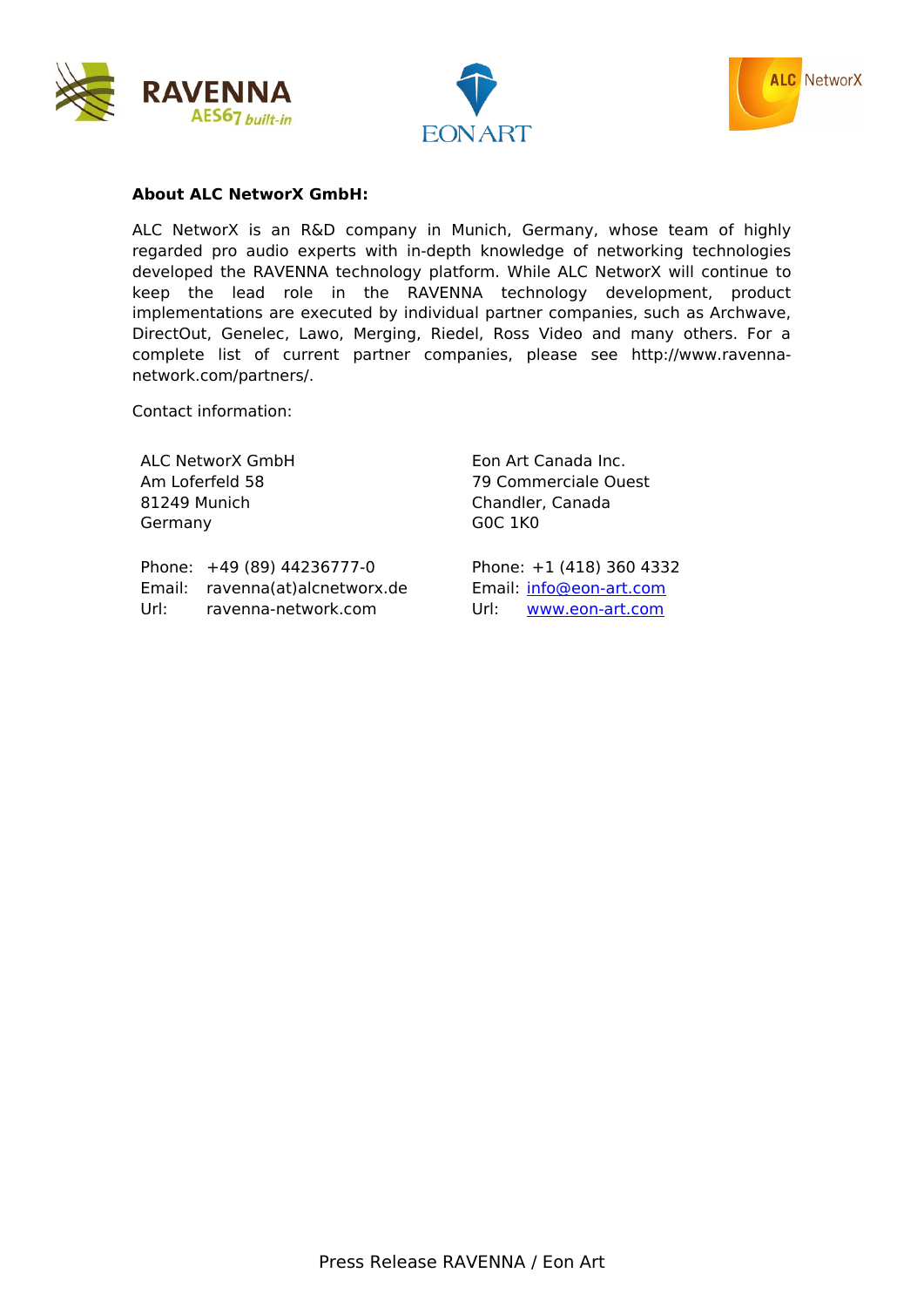**About ALC NetworX GmbH:**

ALC NetworX is an R&D company in Munich, Germany, whose team of highly regarded pro audio experts with in-depth knowledge of networking technologies developed the RAVENNA technology platform. While ALC NetworX will continue to keep the lead role in the RAVENNA technology development, product implementations are executed by individual partner companies, such as Archwave, DirectOut, Genelec, Lawo, Merging, Riedel, Ross Video and many others. For a complete list of current partner companies, please see http://www.ravenna-network.com/partners/.

Contact information:

ALC NetworX GmbH
Am Loferfeld 58
81249 Munich
Germany

Phone: +49 (89) 44236777-0
Email: ravenna(at)alcnetworx.de
Url: ravenna-network.com

Eon Art Canada Inc.
79 Commerciale Ouest
Chandler, Canada
G0C 1K0

Phone: +1 (418) 360 4332
Email: info@eon-art.com
Url: www.eon-art.com